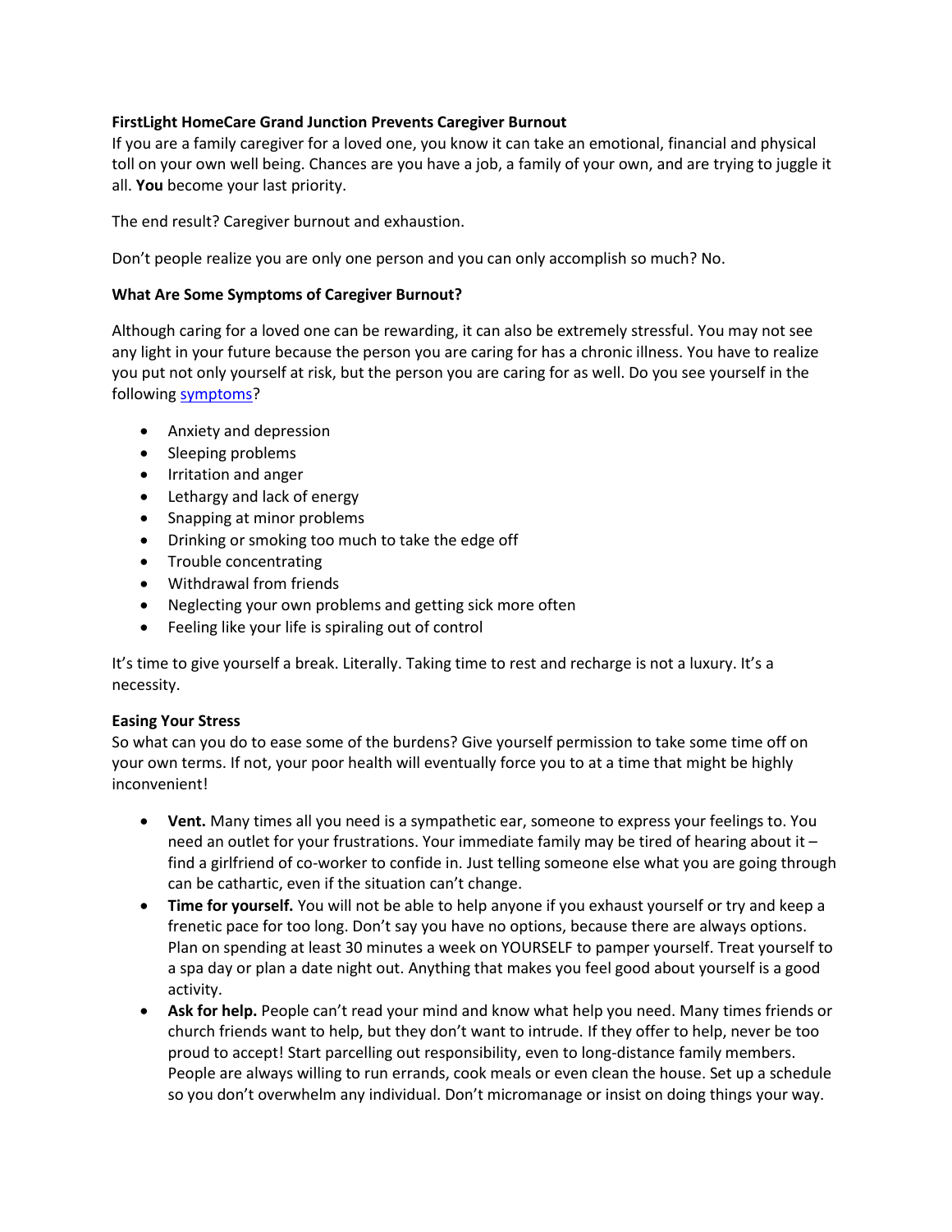**FirstLight HomeCare Grand Junction Prevents Caregiver Burnout**

If you are a family caregiver for a loved one, you know it can take an emotional, financial and physical toll on your own well being. Chances are you have a job, a family of your own, and are trying to juggle it all. **You** become your last priority.

The end result? Caregiver burnout and exhaustion.

Don't people realize you are only one person and you can only accomplish so much? No.

**What Are Some Symptoms of Caregiver Burnout?**

Although caring for a loved one can be rewarding, it can also be extremely stressful. You may not see any light in your future because the person you are caring for has a chronic illness. You have to realize you put not only yourself at risk, but the person you are caring for as well. Do you see yourself in the following symptoms?

- Anxiety and depression
- Sleeping problems
- Irritation and anger
- Lethargy and lack of energy
- Snapping at minor problems
- Drinking or smoking too much to take the edge off
- Trouble concentrating
- Withdrawal from friends
- Neglecting your own problems and getting sick more often
- Feeling like your life is spiraling out of control

It's time to give yourself a break. Literally. Taking time to rest and recharge is not a luxury. It's a necessity.

**Easing Your Stress**

So what can you do to ease some of the burdens? Give yourself permission to take some time off on your own terms. If not, your poor health will eventually force you to at a time that might be highly inconvenient!

- **Vent.** Many times all you need is a sympathetic ear, someone to express your feelings to. You need an outlet for your frustrations. Your immediate family may be tired of hearing about it – find a girlfriend of co-worker to confide in. Just telling someone else what you are going through can be cathartic, even if the situation can't change.
- **Time for yourself.** You will not be able to help anyone if you exhaust yourself or try and keep a frenetic pace for too long. Don't say you have no options, because there are always options. Plan on spending at least 30 minutes a week on YOURSELF to pamper yourself. Treat yourself to a spa day or plan a date night out. Anything that makes you feel good about yourself is a good activity.
- **Ask for help.** People can't read your mind and know what help you need. Many times friends or church friends want to help, but they don't want to intrude. If they offer to help, never be too proud to accept! Start parcelling out responsibility, even to long-distance family members. People are always willing to run errands, cook meals or even clean the house. Set up a schedule so you don't overwhelm any individual. Don't micromanage or insist on doing things your way.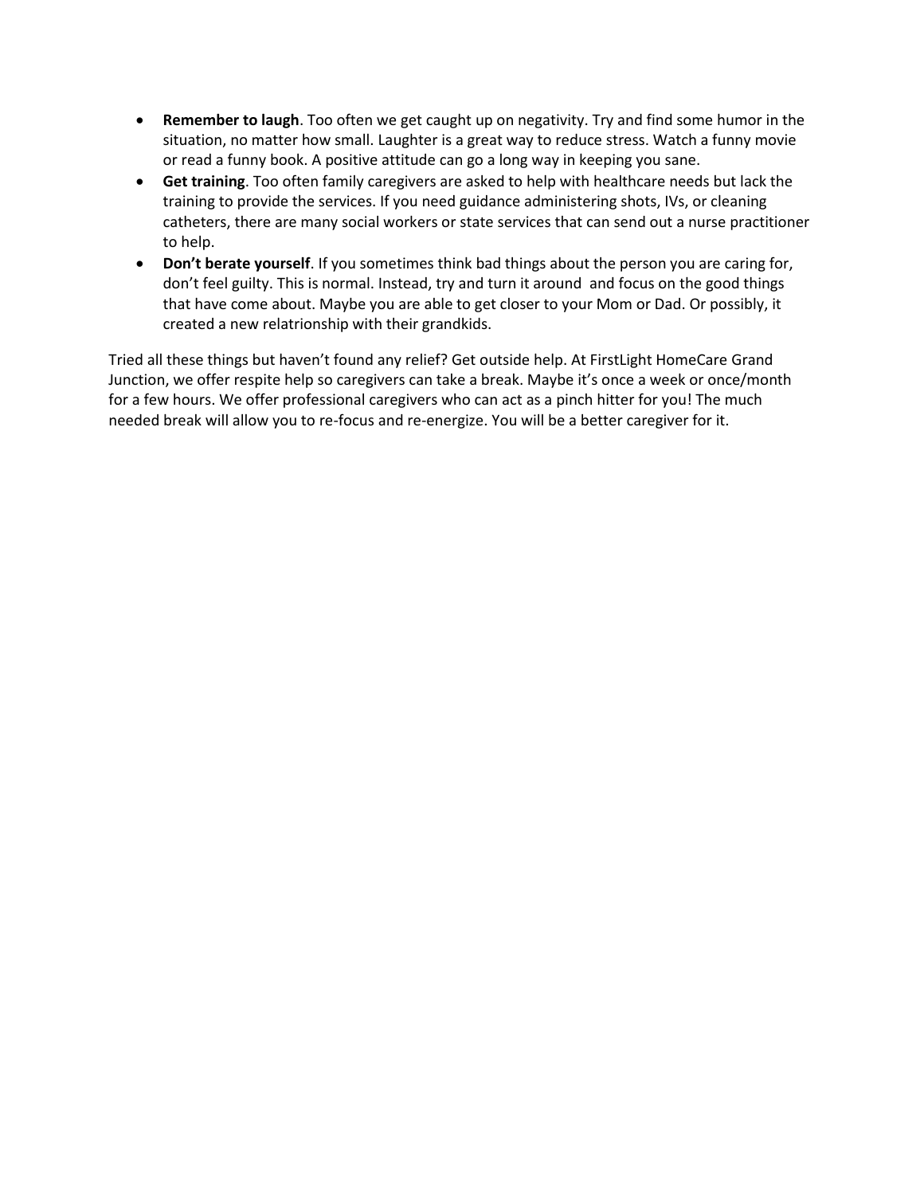- **Remember to laugh**. Too often we get caught up on negativity. Try and find some humor in the situation, no matter how small. Laughter is a great way to reduce stress. Watch a funny movie or read a funny book. A positive attitude can go a long way in keeping you sane.
- **Get training**. Too often family caregivers are asked to help with healthcare needs but lack the training to provide the services. If you need guidance administering shots, IVs, or cleaning catheters, there are many social workers or state services that can send out a nurse practitioner to help.
- **Don't berate yourself**. If you sometimes think bad things about the person you are caring for, don't feel guilty. This is normal. Instead, try and turn it around and focus on the good things that have come about. Maybe you are able to get closer to your Mom or Dad. Or possibly, it created a new relatrionship with their grandkids.

Tried all these things but haven't found any relief? Get outside help. At FirstLight HomeCare Grand Junction, we offer respite help so caregivers can take a break. Maybe it's once a week or once/month for a few hours. We offer professional caregivers who can act as a pinch hitter for you! The much needed break will allow you to re-focus and re-energize. You will be a better caregiver for it.